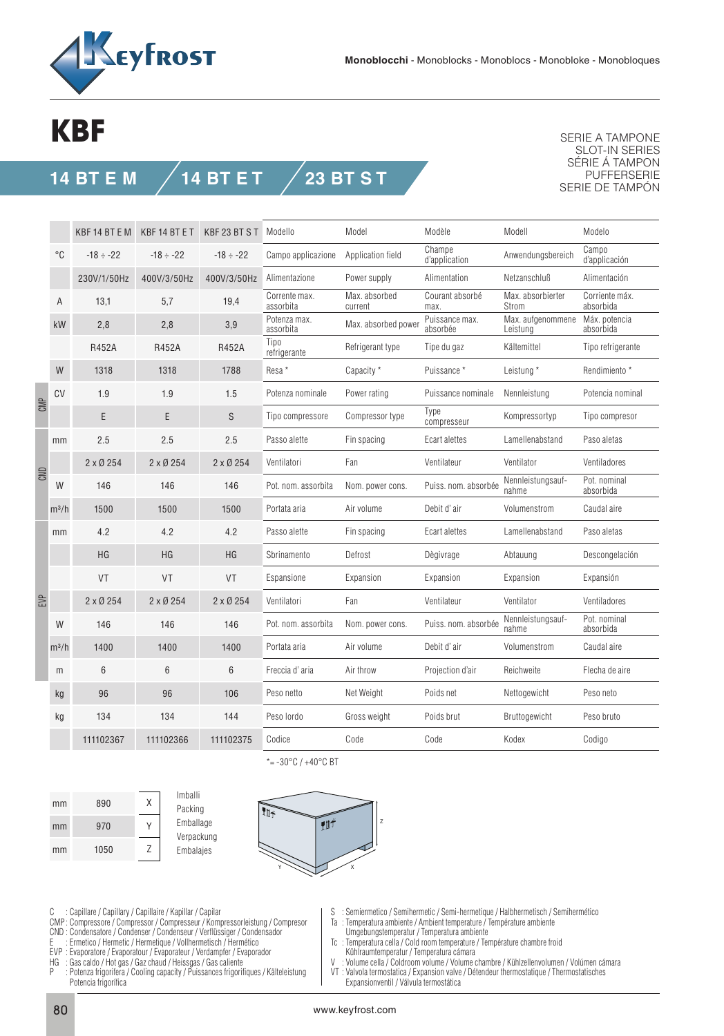# KBF

## 14 BT E M / 14 BT E T / 23 BT S T

SERIE A TAMPONE
SLOT-IN SERIES
SÉRIE Á TAMPON
PUFFERSERIE
SERIE DE TAMPÓN

| | | KBF 14 BT E M | KBF 14 BT E T | KBF 23 BT S T | Modello | Model | Modèle | Modell | Modelo |
|---|---|---|---|---|---|---|---|---|---|
| | °C | -18 ÷ -22 | -18 ÷ -22 | -18 ÷ -22 | Campo applicazione | Application field | Champe d'application | Anwendungsbereich | Campo d'applicación |
| | | 230V/1/50Hz | 400V/3/50Hz | 400V/3/50Hz | Alimentazione | Power supply | Alimentation | Netzanschluß | Alimentación |
| | A | 13,1 | 5,7 | 19,4 | Corrente max. assorbita | Max. absorbed current | Courant absorbé max. | Max. absorbierter Strom | Corriente máx. absorbida |
| | kW | 2,8 | 2,8 | 3,9 | Potenza max. assorbita | Max. absorbed power | Puissance max. absorbée | Max. aufgenommene Leistung | Máx. potencia absorbida |
| | | R452A | R452A | R452A | Tipo refrigerante | Refrigerant type | Tipe du gaz | Kältemittel | Tipo refrigerante |
| | W | 1318 | 1318 | 1788 | Resa * | Capacity * | Puissance * | Leistung * | Rendimiento * |
| CMP | CV | 1.9 | 1.9 | 1.5 | Potenza nominale | Power rating | Puissance nominale | Nennleistung | Potencia nominal |
| CMP | | E | E | S | Tipo compressore | Compressor type | Type compresseur | Kompressortyp | Tipo compresor |
| CND | mm | 2.5 | 2.5 | 2.5 | Passo alette | Fin spacing | Ecart alettes | Lamellenabstand | Paso aletas |
| CND | | 2 x Ø 254 | 2 x Ø 254 | 2 x Ø 254 | Ventilatori | Fan | Ventilateur | Ventilator | Ventiladores |
| CND | W | 146 | 146 | 146 | Pot. nom. assorbita | Nom. power cons. | Puiss. nom. absorbée | Nennleistungsaufnahme | Pot. nominal absorbida |
| CND | m³/h | 1500 | 1500 | 1500 | Portata aria | Air volume | Debit d' air | Volumenstrom | Caudal aire |
| EVP | mm | 4.2 | 4.2 | 4.2 | Passo alette | Fin spacing | Ecart alettes | Lamellenabstand | Paso aletas |
| EVP | | HG | HG | HG | Sbrinamento | Defrost | Dègivrage | Abtauung | Descongelación |
| EVP | | VT | VT | VT | Espansione | Expansion | Expansion | Expansion | Expansión |
| EVP | | 2 x Ø 254 | 2 x Ø 254 | 2 x Ø 254 | Ventilatori | Fan | Ventilateur | Ventilator | Ventiladores |
| EVP | W | 146 | 146 | 146 | Pot. nom. assorbita | Nom. power cons. | Puiss. nom. absorbée | Nennleistungsaufnahme | Pot. nominal absorbida |
| EVP | m³/h | 1400 | 1400 | 1400 | Portata aria | Air volume | Debit d' air | Volumenstrom | Caudal aire |
| EVP | m | 6 | 6 | 6 | Freccia d' aria | Air throw | Projection d'air | Reichweite | Flecha de aire |
| | kg | 96 | 96 | 106 | Peso netto | Net Weight | Poids net | Nettogewicht | Peso neto |
| | kg | 134 | 134 | 144 | Peso lordo | Gross weight | Poids brut | Bruttogewicht | Peso bruto |
| | | 111102367 | 111102366 | 111102375 | Codice | Code | Code | Kodex | Codigo |

*= -30°C / +40°C BT

| | | | Imballi / Packing / Emballage / Verpackung / Embalajes |
|---|---|---|---|
| mm | 890 | X | |
| mm | 970 | Y | |
| mm | 1050 | Z | |

C : Capillare / Capillary / Capillaire / Kapillar / Capilar
CMP: Compressore / Compressor / Compresseur / Kompressorleistung / Compresor
CND : Condensatore / Condenser / Condenseur / Verflüssiger / Condensador
E : Ermetico / Hermetic / Hermetique / Vollhermetisch / Hermético
EVP : Evaporatore / Evaporatour / Evaporateur / Verdampfer / Evaporador
HG : Gas caldo / Hot gas / Gaz chaud / Heissgas / Gas caliente
P : Potenza frigorifera / Cooling capacity / Puissances frigorifiques / Kälteleistung Potencia frigorífica

S : Semiermetico / Semihermetic / Semi-hermetique / Halbhermetisch / Semihermético
Ta : Temperatura ambiente / Ambient temperature / Température ambiente Umgebungstemperatur / Temperatura ambiente
Tc : Temperatura cella / Cold room temperature / Température chambre froid Kühlraumtemperatur / Temperatura cámara
V : Volume cella / Coldroom volume / Volume chambre / Kühlzellenvolumen / Volúmen cámara
VT : Valvola termostatica / Expansion valve / Détendeur thermostatique / Thermostatisches Expansionventil / Válvula termostática

www.keyfrost.com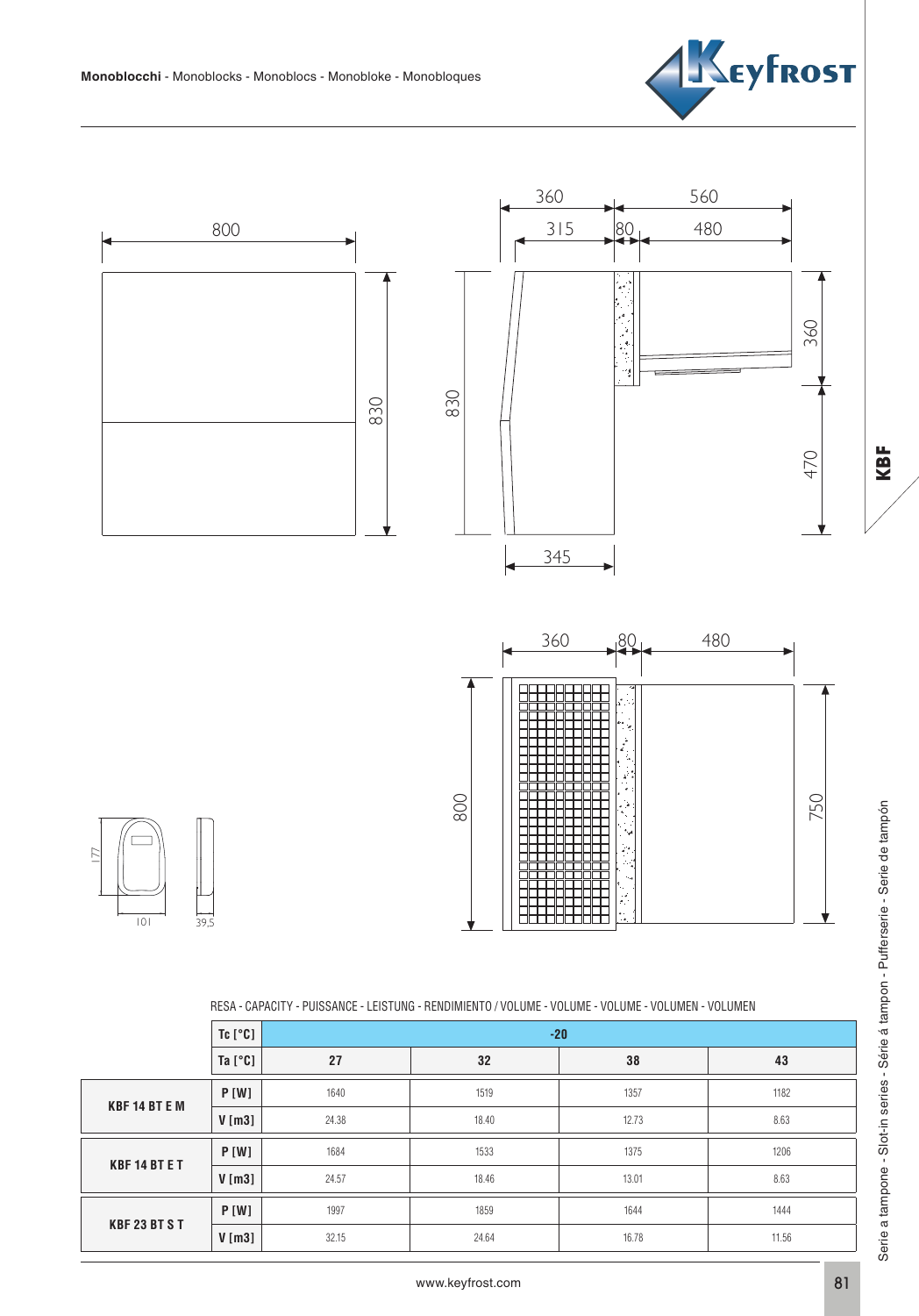Monoblocchi - Monoblocks - Monoblocs - Monobloke - Monobloques

800

830

360 560

315 80 480

830

360

470

345

360 80 480

800

750

177

101 39,5

RESA - CAPACITY - PUISSANCE - LEISTUNG - RENDIMIENTO / VOLUME - VOLUME - VOLUME - VOLUMEN - VOLUMEN

| | Tc [°C] | -20 | | | |
|---|---|---|---|---|---|
| | Ta [°C] | 27 | 32 | 38 | 43 |
| KBF 14 BT E M | P [W] | 1640 | 1519 | 1357 | 1182 |
| | V [m3] | 24.38 | 18.40 | 12.73 | 8.63 |
| KBF 14 BT E T | P [W] | 1684 | 1533 | 1375 | 1206 |
| | V [m3] | 24.57 | 18.46 | 13.01 | 8.63 |
| KBF 23 BT S T | P [W] | 1997 | 1859 | 1644 | 1444 |
| | V [m3] | 32.15 | 24.64 | 16.78 | 11.56 |

www.keyfrost.com